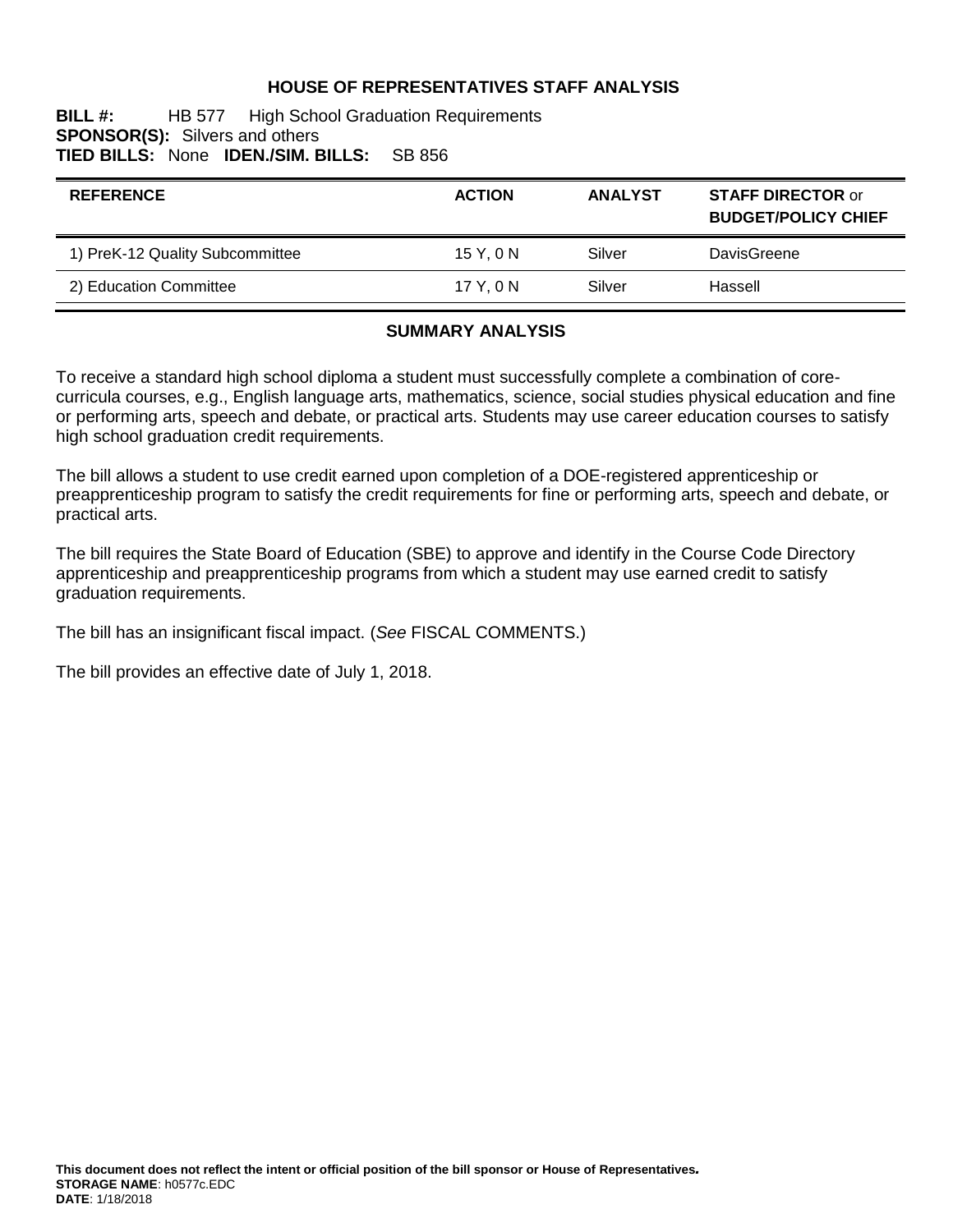# HOUSE OF REPRESENTATIVES STAFF ANALYSIS

**BILL #:** HB 577 High School Graduation Requirements
**SPONSOR(S):** Silvers and others
**TIED BILLS:** None **IDEN./SIM. BILLS:** SB 856

| REFERENCE | ACTION | ANALYST | STAFF DIRECTOR or BUDGET/POLICY CHIEF |
|---|---|---|---|
| 1) PreK-12 Quality Subcommittee | 15 Y, 0 N | Silver | DavisGreene |
| 2) Education Committee | 17 Y, 0 N | Silver | Hassell |

## SUMMARY ANALYSIS

To receive a standard high school diploma a student must successfully complete a combination of core-curricula courses, e.g., English language arts, mathematics, science, social studies physical education and fine or performing arts, speech and debate, or practical arts. Students may use career education courses to satisfy high school graduation credit requirements.

The bill allows a student to use credit earned upon completion of a DOE-registered apprenticeship or preapprenticeship program to satisfy the credit requirements for fine or performing arts, speech and debate, or practical arts.

The bill requires the State Board of Education (SBE) to approve and identify in the Course Code Directory apprenticeship and preapprenticeship programs from which a student may use earned credit to satisfy graduation requirements.

The bill has an insignificant fiscal impact. (*See* FISCAL COMMENTS.)

The bill provides an effective date of July 1, 2018.

**This document does not reflect the intent or official position of the bill sponsor or House of Representatives.**
**STORAGE NAME**: h0577c.EDC
**DATE**: 1/18/2018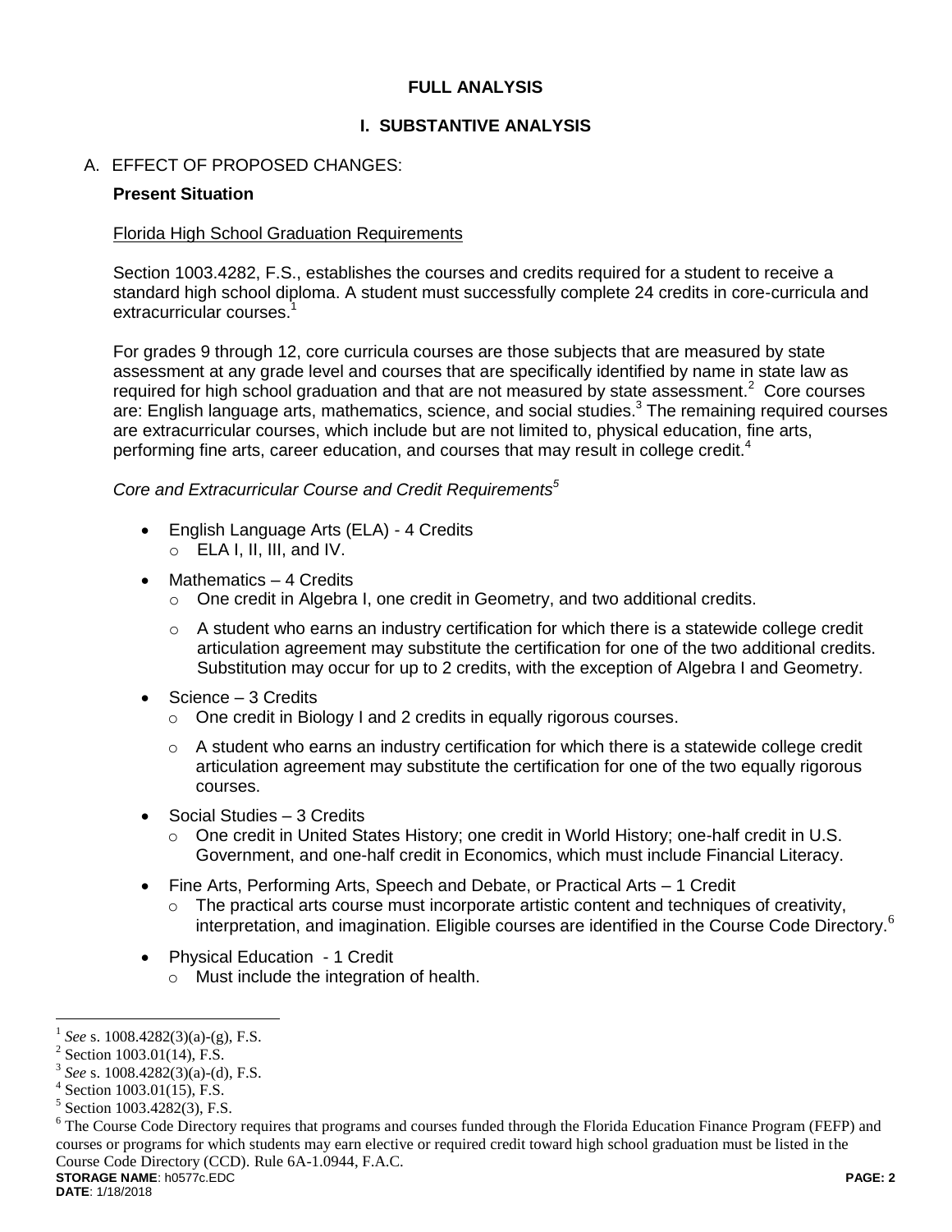# FULL ANALYSIS

## I. SUBSTANTIVE ANALYSIS

### A. EFFECT OF PROPOSED CHANGES:

**Present Situation**

Florida High School Graduation Requirements

Section 1003.4282, F.S., establishes the courses and credits required for a student to receive a standard high school diploma. A student must successfully complete 24 credits in core-curricula and extracurricular courses.[1]

For grades 9 through 12, core curricula courses are those subjects that are measured by state assessment at any grade level and courses that are specifically identified by name in state law as required for high school graduation and that are not measured by state assessment.[2] Core courses are: English language arts, mathematics, science, and social studies.[3] The remaining required courses are extracurricular courses, which include but are not limited to, physical education, fine arts, performing fine arts, career education, and courses that may result in college credit.[4]

*Core and Extracurricular Course and Credit Requirements[5]*

- English Language Arts (ELA) - 4 Credits
  - ELA I, II, III, and IV.
- Mathematics – 4 Credits
  - One credit in Algebra I, one credit in Geometry, and two additional credits.
  - A student who earns an industry certification for which there is a statewide college credit articulation agreement may substitute the certification for one of the two additional credits. Substitution may occur for up to 2 credits, with the exception of Algebra I and Geometry.
- Science – 3 Credits
  - One credit in Biology I and 2 credits in equally rigorous courses.
  - A student who earns an industry certification for which there is a statewide college credit articulation agreement may substitute the certification for one of the two equally rigorous courses.
- Social Studies – 3 Credits
  - One credit in United States History; one credit in World History; one-half credit in U.S. Government, and one-half credit in Economics, which must include Financial Literacy.
- Fine Arts, Performing Arts, Speech and Debate, or Practical Arts – 1 Credit
  - The practical arts course must incorporate artistic content and techniques of creativity, interpretation, and imagination. Eligible courses are identified in the Course Code Directory.[6]
- Physical Education - 1 Credit
  - Must include the integration of health.

---

[1] *See* s. 1008.4282(3)(a)-(g), F.S.

[2] Section 1003.01(14), F.S.

[3] *See* s. 1008.4282(3)(a)-(d), F.S.

[4] Section 1003.01(15), F.S.

[5] Section 1003.4282(3), F.S.

[6] The Course Code Directory requires that programs and courses funded through the Florida Education Finance Program (FEFP) and courses or programs for which students may earn elective or required credit toward high school graduation must be listed in the Course Code Directory (CCD). Rule 6A-1.0944, F.A.C.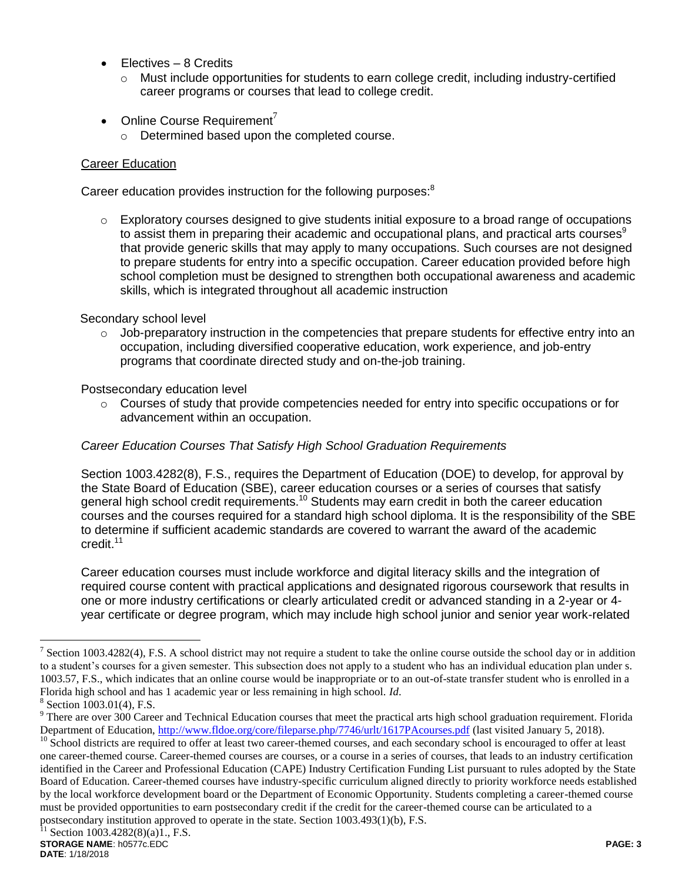- Electives – 8 Credits
  - Must include opportunities for students to earn college credit, including industry-certified career programs or courses that lead to college credit.
- Online Course Requirement[7]
  - Determined based upon the completed course.

Career Education

Career education provides instruction for the following purposes:[8]

- Exploratory courses designed to give students initial exposure to a broad range of occupations to assist them in preparing their academic and occupational plans, and practical arts courses[9] that provide generic skills that may apply to many occupations. Such courses are not designed to prepare students for entry into a specific occupation. Career education provided before high school completion must be designed to strengthen both occupational awareness and academic skills, which is integrated throughout all academic instruction

Secondary school level

- Job-preparatory instruction in the competencies that prepare students for effective entry into an occupation, including diversified cooperative education, work experience, and job-entry programs that coordinate directed study and on-the-job training.

Postsecondary education level

- Courses of study that provide competencies needed for entry into specific occupations or for advancement within an occupation.

*Career Education Courses That Satisfy High School Graduation Requirements*

Section 1003.4282(8), F.S., requires the Department of Education (DOE) to develop, for approval by the State Board of Education (SBE), career education courses or a series of courses that satisfy general high school credit requirements.[10] Students may earn credit in both the career education courses and the courses required for a standard high school diploma. It is the responsibility of the SBE to determine if sufficient academic standards are covered to warrant the award of the academic credit.[11]

Career education courses must include workforce and digital literacy skills and the integration of required course content with practical applications and designated rigorous coursework that results in one or more industry certifications or clearly articulated credit or advanced standing in a 2-year or 4-year certificate or degree program, which may include high school junior and senior year work-related

---

[7] Section 1003.4282(4), F.S. A school district may not require a student to take the online course outside the school day or in addition to a student's courses for a given semester. This subsection does not apply to a student who has an individual education plan under s. 1003.57, F.S., which indicates that an online course would be inappropriate or to an out-of-state transfer student who is enrolled in a Florida high school and has 1 academic year or less remaining in high school. *Id*.

[8] Section 1003.01(4), F.S.

[9] There are over 300 Career and Technical Education courses that meet the practical arts high school graduation requirement. Florida Department of Education, http://www.fldoe.org/core/fileparse.php/7746/urlt/1617PAcourses.pdf (last visited January 5, 2018).

[10] School districts are required to offer at least two career-themed courses, and each secondary school is encouraged to offer at least one career-themed course. Career-themed courses are courses, or a course in a series of courses, that leads to an industry certification identified in the Career and Professional Education (CAPE) Industry Certification Funding List pursuant to rules adopted by the State Board of Education. Career-themed courses have industry-specific curriculum aligned directly to priority workforce needs established by the local workforce development board or the Department of Economic Opportunity. Students completing a career-themed course must be provided opportunities to earn postsecondary credit if the credit for the career-themed course can be articulated to a postsecondary institution approved to operate in the state. Section 1003.493(1)(b), F.S.

[11] Section 1003.4282(8)(a)1., F.S.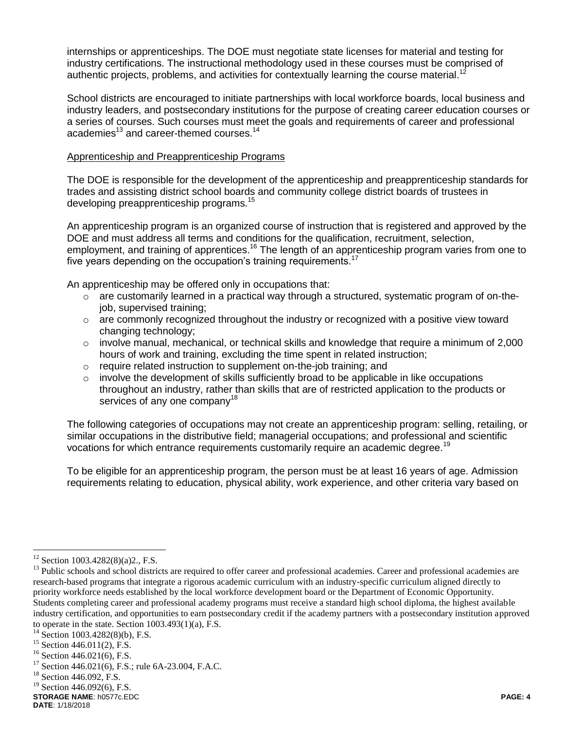internships or apprenticeships. The DOE must negotiate state licenses for material and testing for industry certifications. The instructional methodology used in these courses must be comprised of authentic projects, problems, and activities for contextually learning the course material.[12]

School districts are encouraged to initiate partnerships with local workforce boards, local business and industry leaders, and postsecondary institutions for the purpose of creating career education courses or a series of courses. Such courses must meet the goals and requirements of career and professional academies[13] and career-themed courses.[14]

Apprenticeship and Preapprenticeship Programs

The DOE is responsible for the development of the apprenticeship and preapprenticeship standards for trades and assisting district school boards and community college district boards of trustees in developing preapprenticeship programs.[15]

An apprenticeship program is an organized course of instruction that is registered and approved by the DOE and must address all terms and conditions for the qualification, recruitment, selection, employment, and training of apprentices.[16] The length of an apprenticeship program varies from one to five years depending on the occupation's training requirements.[17]

An apprenticeship may be offered only in occupations that:

- are customarily learned in a practical way through a structured, systematic program of on-the-job, supervised training;
- are commonly recognized throughout the industry or recognized with a positive view toward changing technology;
- involve manual, mechanical, or technical skills and knowledge that require a minimum of 2,000 hours of work and training, excluding the time spent in related instruction;
- require related instruction to supplement on-the-job training; and
- involve the development of skills sufficiently broad to be applicable in like occupations throughout an industry, rather than skills that are of restricted application to the products or services of any one company[18]

The following categories of occupations may not create an apprenticeship program: selling, retailing, or similar occupations in the distributive field; managerial occupations; and professional and scientific vocations for which entrance requirements customarily require an academic degree.[19]

To be eligible for an apprenticeship program, the person must be at least 16 years of age. Admission requirements relating to education, physical ability, work experience, and other criteria vary based on

---

[12] Section 1003.4282(8)(a)2., F.S.

[13] Public schools and school districts are required to offer career and professional academies. Career and professional academies are research-based programs that integrate a rigorous academic curriculum with an industry-specific curriculum aligned directly to priority workforce needs established by the local workforce development board or the Department of Economic Opportunity. Students completing career and professional academy programs must receive a standard high school diploma, the highest available industry certification, and opportunities to earn postsecondary credit if the academy partners with a postsecondary institution approved to operate in the state. Section 1003.493(1)(a), F.S.

[14] Section 1003.4282(8)(b), F.S.

[15] Section 446.011(2), F.S.

[16] Section 446.021(6), F.S.

[17] Section 446.021(6), F.S.; rule 6A-23.004, F.A.C.

[18] Section 446.092, F.S.

[19] Section 446.092(6), F.S.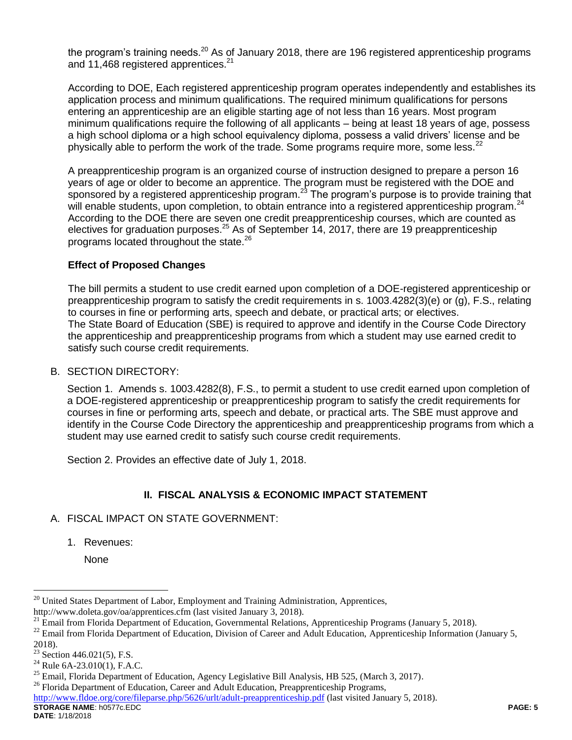the program's training needs.[20] As of January 2018, there are 196 registered apprenticeship programs and 11,468 registered apprentices.[21]

According to DOE, Each registered apprenticeship program operates independently and establishes its application process and minimum qualifications. The required minimum qualifications for persons entering an apprenticeship are an eligible starting age of not less than 16 years. Most program minimum qualifications require the following of all applicants – being at least 18 years of age, possess a high school diploma or a high school equivalency diploma, possess a valid drivers' license and be physically able to perform the work of the trade. Some programs require more, some less.[22]

A preapprenticeship program is an organized course of instruction designed to prepare a person 16 years of age or older to become an apprentice. The program must be registered with the DOE and sponsored by a registered apprenticeship program.[23] The program's purpose is to provide training that will enable students, upon completion, to obtain entrance into a registered apprenticeship program.[24] According to the DOE there are seven one credit preapprenticeship courses, which are counted as electives for graduation purposes.[25] As of September 14, 2017, there are 19 preapprenticeship programs located throughout the state.[26]

**Effect of Proposed Changes**

The bill permits a student to use credit earned upon completion of a DOE-registered apprenticeship or preapprenticeship program to satisfy the credit requirements in s. 1003.4282(3)(e) or (g), F.S., relating to courses in fine or performing arts, speech and debate, or practical arts; or electives.
The State Board of Education (SBE) is required to approve and identify in the Course Code Directory the apprenticeship and preapprenticeship programs from which a student may use earned credit to satisfy such course credit requirements.

B. SECTION DIRECTORY:

Section 1. Amends s. 1003.4282(8), F.S., to permit a student to use credit earned upon completion of a DOE-registered apprenticeship or preapprenticeship program to satisfy the credit requirements for courses in fine or performing arts, speech and debate, or practical arts. The SBE must approve and identify in the Course Code Directory the apprenticeship and preapprenticeship programs from which a student may use earned credit to satisfy such course credit requirements.

Section 2. Provides an effective date of July 1, 2018.

## II. FISCAL ANALYSIS & ECONOMIC IMPACT STATEMENT

A. FISCAL IMPACT ON STATE GOVERNMENT:

1. Revenues:

   None

---

[20] United States Department of Labor, Employment and Training Administration, Apprentices, http://www.doleta.gov/oa/apprentices.cfm (last visited January 3, 2018).

[21] Email from Florida Department of Education, Governmental Relations, Apprenticeship Programs (January 5, 2018).

[22] Email from Florida Department of Education, Division of Career and Adult Education, Apprenticeship Information (January 5, 2018).

[23] Section 446.021(5), F.S.

[24] Rule 6A-23.010(1), F.A.C.

[25] Email, Florida Department of Education, Agency Legislative Bill Analysis, HB 525, (March 3, 2017).

[26] Florida Department of Education, Career and Adult Education, Preapprenticeship Programs, http://www.fldoe.org/core/fileparse.php/5626/urlt/adult-preapprenticeship.pdf (last visited January 5, 2018).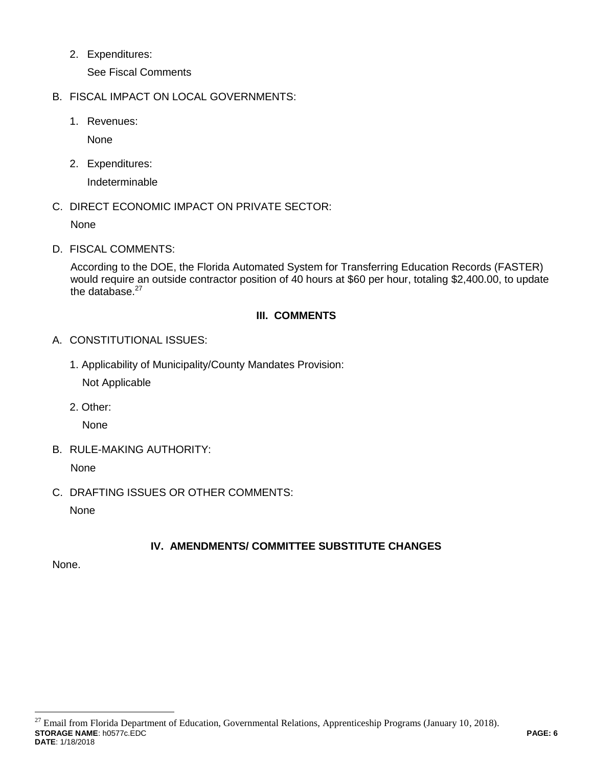2. Expenditures:

   See Fiscal Comments

B. FISCAL IMPACT ON LOCAL GOVERNMENTS:

1. Revenues:

   None

2. Expenditures:

   Indeterminable

C. DIRECT ECONOMIC IMPACT ON PRIVATE SECTOR:

   None

D. FISCAL COMMENTS:

   According to the DOE, the Florida Automated System for Transferring Education Records (FASTER) would require an outside contractor position of 40 hours at $60 per hour, totaling $2,400.00, to update the database.[27]

## III. COMMENTS

A. CONSTITUTIONAL ISSUES:

1. Applicability of Municipality/County Mandates Provision:

   Not Applicable

2. Other:

   None

B. RULE-MAKING AUTHORITY:

   None

C. DRAFTING ISSUES OR OTHER COMMENTS:

   None

## IV. AMENDMENTS/ COMMITTEE SUBSTITUTE CHANGES

None.

---

[27] Email from Florida Department of Education, Governmental Relations, Apprenticeship Programs (January 10, 2018).